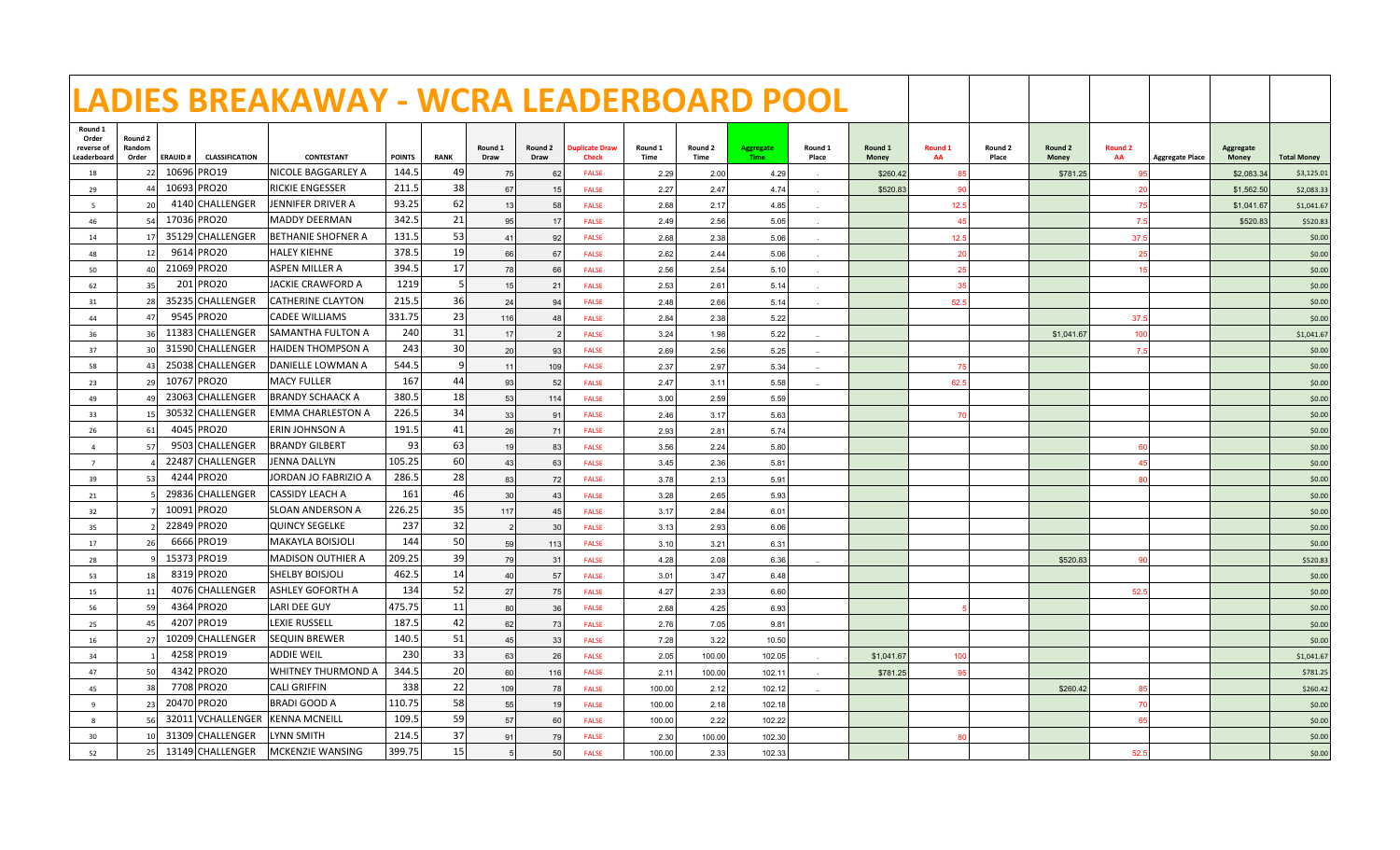# LADIES BREAKAWAY - WCRA LEADERBOARD POOL

| Round 1 Order reverse of Leaderboard | Round 2 Random Order | ERAUID # | CLASSIFICATION | CONTESTANT | POINTS | RANK | Round 1 Draw | Round 2 Draw | Duplicate Draw Check | Round 1 Time | Round 2 Time | Aggregate Time | Round 1 Place | Round 1 Money | Round 1 AA | Round 2 Place | Round 2 Money | Round 2 AA | Aggregate Place | Aggregate Money | Total Money |
|---|---|---|---|---|---|---|---|---|---|---|---|---|---|---|---|---|---|---|---|---|---|
| 18 | 22 | 10696 | PRO19 | NICOLE BAGGARLEY A | 144.5 | 49 | 75 | 62 | FALSE | 2.29 | 2.00 | 4.29 | . | $260.42 | 85 | | $781.25 | 95 | | $2,083.34 | $3,125.01 |
| 29 | 44 | 10693 | PRO20 | RICKIE ENGESSER | 211.5 | 38 | 67 | 15 | FALSE | 2.27 | 2.47 | 4.74 | . | $520.83 | 90 | | | 20 | | $1,562.50 | $2,083.33 |
| 5 | 20 | 4140 | CHALLENGER | JENNIFER DRIVER A | 93.25 | 62 | 13 | 58 | FALSE | 2.68 | 2.17 | 4.85 | . | | 12.5 | | | 75 | | $1,041.67 | $1,041.67 |
| 46 | 54 | 17036 | PRO20 | MADDY DEERMAN | 342.5 | 21 | 95 | 17 | FALSE | 2.49 | 2.56 | 5.05 | . | | 45 | | | 7.5 | | $520.83 | $520.83 |
| 14 | 17 | 35129 | CHALLENGER | BETHANIE SHOFNER A | 131.5 | 53 | 41 | 92 | FALSE | 2.68 | 2.38 | 5.06 | . | | 12.5 | | | 37.5 | | | $0.00 |
| 48 | 12 | 9614 | PRO20 | HALEY KIEHNE | 378.5 | 19 | 66 | 67 | FALSE | 2.62 | 2.44 | 5.06 | . | | 20 | | | 25 | | | $0.00 |
| 50 | 40 | 21069 | PRO20 | ASPEN MILLER A | 394.5 | 17 | 78 | 66 | FALSE | 2.56 | 2.54 | 5.10 | . | | 25 | | | 15 | | | $0.00 |
| 62 | 35 | 201 | PRO20 | JACKIE CRAWFORD A | 1219 | 5 | 15 | 21 | FALSE | 2.53 | 2.61 | 5.14 | . | | 35 | | | | | | $0.00 |
| 31 | 28 | 35235 | CHALLENGER | CATHERINE CLAYTON | 215.5 | 36 | 24 | 94 | FALSE | 2.48 | 2.66 | 5.14 | . | | 52.5 | | | | | | $0.00 |
| 44 | 47 | 9545 | PRO20 | CADEE WILLIAMS | 331.75 | 23 | 116 | 48 | FALSE | 2.84 | 2.38 | 5.22 | . | | | | | 37.5 | | | $0.00 |
| 36 | 36 | 11383 | CHALLENGER | SAMANTHA FULTON A | 240 | 31 | 17 | 2 | FALSE | 3.24 | 1.98 | 5.22 | .. | | | | $1,041.67 | 100 | | | $1,041.67 |
| 37 | 30 | 31590 | CHALLENGER | HAIDEN THOMPSON A | 243 | 30 | 20 | 93 | FALSE | 2.69 | 2.56 | 5.25 | .. | | | | | 7.5 | | | $0.00 |
| 58 | 43 | 25038 | CHALLENGER | DANIELLE LOWMAN A | 544.5 | 9 | 11 | 109 | FALSE | 2.37 | 2.97 | 5.34 | .. | | 75 | | | | | | $0.00 |
| 23 | 29 | 10767 | PRO20 | MACY FULLER | 167 | 44 | 93 | 52 | FALSE | 2.47 | 3.11 | 5.58 | .. | | 62.5 | | | | | | $0.00 |
| 49 | 49 | 23063 | CHALLENGER | BRANDY SCHAACK A | 380.5 | 18 | 53 | 114 | FALSE | 3.00 | 2.59 | 5.59 | | | | | | | | | $0.00 |
| 33 | 15 | 30532 | CHALLENGER | EMMA CHARLESTON A | 226.5 | 34 | 33 | 91 | FALSE | 2.46 | 3.17 | 5.63 | | | 70 | | | | | | $0.00 |
| 26 | 61 | 4045 | PRO20 | ERIN JOHNSON A | 191.5 | 41 | 26 | 71 | FALSE | 2.93 | 2.81 | 5.74 | | | | | | | | | $0.00 |
| 4 | 57 | 9503 | CHALLENGER | BRANDY GILBERT | 93 | 63 | 19 | 83 | FALSE | 3.56 | 2.24 | 5.80 | | | | | | 60 | | | $0.00 |
| 7 | 4 | 22487 | CHALLENGER | JENNA DALLYN | 105.25 | 60 | 43 | 63 | FALSE | 3.45 | 2.36 | 5.81 | | | | | | 45 | | | $0.00 |
| 39 | 53 | 4244 | PRO20 | JORDAN JO FABRIZIO A | 286.5 | 28 | 83 | 72 | FALSE | 3.78 | 2.13 | 5.91 | | | | | | 80 | | | $0.00 |
| 21 | 5 | 29836 | CHALLENGER | CASSIDY LEACH A | 161 | 46 | 30 | 43 | FALSE | 3.28 | 2.65 | 5.93 | | | | | | | | | $0.00 |
| 32 | 7 | 10091 | PRO20 | SLOAN ANDERSON A | 226.25 | 35 | 117 | 45 | FALSE | 3.17 | 2.84 | 6.01 | | | | | | | | | $0.00 |
| 35 | 2 | 22849 | PRO20 | QUINCY SEGELKE | 237 | 32 | 2 | 30 | FALSE | 3.13 | 2.93 | 6.06 | | | | | | | | | $0.00 |
| 17 | 26 | 6666 | PRO19 | MAKAYLA BOISJOLI | 144 | 50 | 59 | 113 | FALSE | 3.10 | 3.21 | 6.31 | | | | | | | | | $0.00 |
| 28 | 9 | 15373 | PRO19 | MADISON OUTHIER A | 209.25 | 39 | 79 | 31 | FALSE | 4.28 | 2.08 | 6.36 | .. | | | | $520.83 | 90 | | | $520.83 |
| 53 | 18 | 8319 | PRO20 | SHELBY BOISJOLI | 462.5 | 14 | 40 | 57 | FALSE | 3.01 | 3.47 | 6.48 | | | | | | | | | $0.00 |
| 15 | 11 | 4076 | CHALLENGER | ASHLEY GOFORTH A | 134 | 52 | 27 | 75 | FALSE | 4.27 | 2.33 | 6.60 | | | | | | 52.5 | | | $0.00 |
| 56 | 59 | 4364 | PRO20 | LARI DEE GUY | 475.75 | 11 | 80 | 36 | FALSE | 2.68 | 4.25 | 6.93 | | | 5 | | | | | | $0.00 |
| 25 | 45 | 4207 | PRO19 | LEXIE RUSSELL | 187.5 | 42 | 62 | 73 | FALSE | 2.76 | 7.05 | 9.81 | | | | | | | | | $0.00 |
| 16 | 27 | 10209 | CHALLENGER | SEQUIN BREWER | 140.5 | 51 | 45 | 33 | FALSE | 7.28 | 3.22 | 10.50 | | | | | | | | | $0.00 |
| 34 | 1 | 4258 | PRO19 | ADDIE WEIL | 230 | 33 | 63 | 26 | FALSE | 2.05 | 100.00 | 102.05 | . | $1,041.67 | 100 | | | | | | $1,041.67 |
| 47 | 50 | 4342 | PRO20 | WHITNEY THURMOND A | 344.5 | 20 | 60 | 116 | FALSE | 2.11 | 100.00 | 102.11 | . | $781.25 | 95 | | | | | | $781.25 |
| 45 | 38 | 7708 | PRO20 | CALI GRIFFIN | 338 | 22 | 109 | 78 | FALSE | 100.00 | 2.12 | 102.12 | .. | | | | $260.42 | 85 | | | $260.42 |
| 9 | 23 | 20470 | PRO20 | BRADI GOOD A | 110.75 | 58 | 55 | 19 | FALSE | 100.00 | 2.18 | 102.18 | | | | | | 70 | | | $0.00 |
| 8 | 56 | 32011 | VCHALLENGER | KENNA MCNEILL | 109.5 | 59 | 57 | 60 | FALSE | 100.00 | 2.22 | 102.22 | | | | | | 65 | | | $0.00 |
| 30 | 10 | 31309 | CHALLENGER | LYNN SMITH | 214.5 | 37 | 91 | 79 | FALSE | 2.30 | 100.00 | 102.30 | | | 80 | | | | | | $0.00 |
| 52 | 25 | 13149 | CHALLENGER | MCKENZIE WANSING | 399.75 | 15 | 5 | 50 | FALSE | 100.00 | 2.33 | 102.33 | | | | | | 52.5 | | | $0.00 |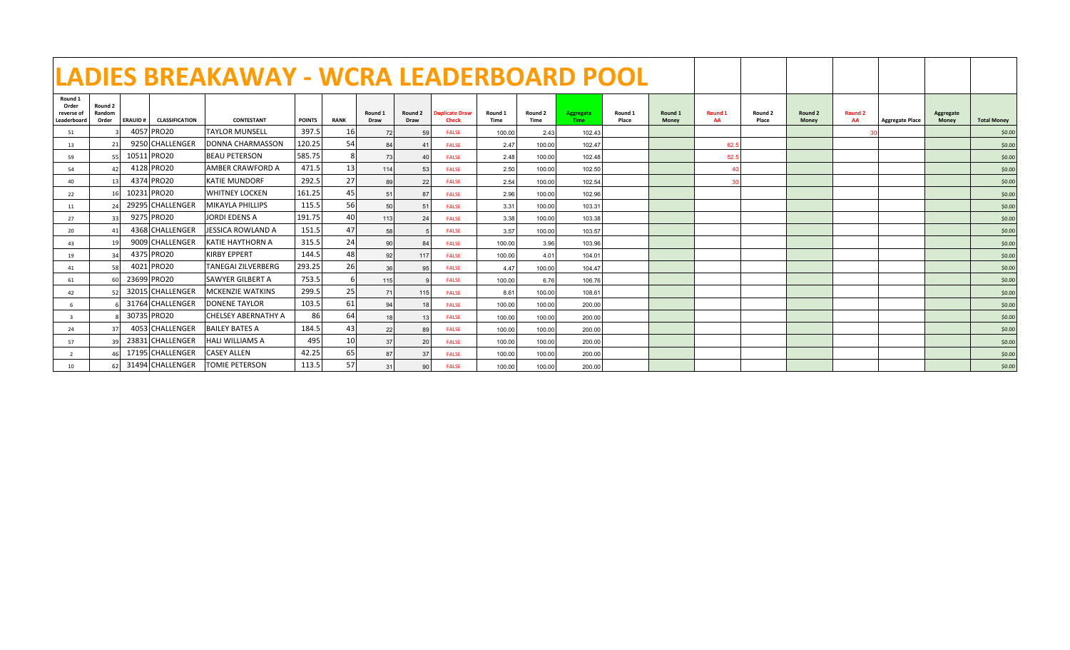# LADIES BREAKAWAY - WCRA LEADERBOARD POOL

| Round 1 Order reverse of Leaderboard | Round 2 Random Order | ERAUID # | CLASSIFICATION | CONTESTANT | POINTS | RANK | Round 1 Draw | Round 2 Draw | Duplicate Draw Check | Round 1 Time | Round 2 Time | Aggregate Time | Round 1 Place | Round 1 Money | Round 1 AA | Round 2 Place | Round 2 Money | Round 2 AA | Aggregate Place | Aggregate Money | Total Money |
|---|---|---|---|---|---|---|---|---|---|---|---|---|---|---|---|---|---|---|---|---|---|
| 51 | 3 | 4057 | PRO20 | TAYLOR MUNSELL | 397.5 | 16 | 72 | 59 | FALSE | 100.00 | 2.43 | 102.43 | | | | | | 30 | | | $0.00 |
| 13 | 21 | 9250 | CHALLENGER | DONNA CHARMASSON | 120.25 | 54 | 84 | 41 | FALSE | 2.47 | 100.00 | 102.47 | | | 62.5 | | | | | | $0.00 |
| 59 | 55 | 10511 | PRO20 | BEAU PETERSON | 585.75 | 8 | 73 | 40 | FALSE | 2.48 | 100.00 | 102.48 | | | 52.5 | | | | | | $0.00 |
| 54 | 42 | 4128 | PRO20 | AMBER CRAWFORD A | 471.5 | 13 | 114 | 53 | FALSE | 2.50 | 100.00 | 102.50 | | | 40 | | | | | | $0.00 |
| 40 | 13 | 4374 | PRO20 | KATIE MUNDORF | 292.5 | 27 | 89 | 22 | FALSE | 2.54 | 100.00 | 102.54 | | | 30 | | | | | | $0.00 |
| 22 | 16 | 10231 | PRO20 | WHITNEY LOCKEN | 161.25 | 45 | 51 | 87 | FALSE | 2.96 | 100.00 | 102.96 | | | | | | | | | $0.00 |
| 11 | 24 | 29295 | CHALLENGER | MIKAYLA PHILLIPS | 115.5 | 56 | 50 | 51 | FALSE | 3.31 | 100.00 | 103.31 | | | | | | | | | $0.00 |
| 27 | 33 | 9275 | PRO20 | JORDI EDENS A | 191.75 | 40 | 113 | 24 | FALSE | 3.38 | 100.00 | 103.38 | | | | | | | | | $0.00 |
| 20 | 41 | 4368 | CHALLENGER | JESSICA ROWLAND A | 151.5 | 47 | 58 | 5 | FALSE | 3.57 | 100.00 | 103.57 | | | | | | | | | $0.00 |
| 43 | 19 | 9009 | CHALLENGER | KATIE HAYTHORN A | 315.5 | 24 | 90 | 84 | FALSE | 100.00 | 3.96 | 103.96 | | | | | | | | | $0.00 |
| 19 | 34 | 4375 | PRO20 | KIRBY EPPERT | 144.5 | 48 | 92 | 117 | FALSE | 100.00 | 4.01 | 104.01 | | | | | | | | | $0.00 |
| 41 | 58 | 4021 | PRO20 | TANEGAI ZILVERBERG | 293.25 | 26 | 36 | 95 | FALSE | 4.47 | 100.00 | 104.47 | | | | | | | | | $0.00 |
| 61 | 60 | 23699 | PRO20 | SAWYER GILBERT A | 753.5 | 6 | 115 | 9 | FALSE | 100.00 | 6.76 | 106.76 | | | | | | | | | $0.00 |
| 42 | 52 | 32015 | CHALLENGER | MCKENZIE WATKINS | 299.5 | 25 | 71 | 115 | FALSE | 8.61 | 100.00 | 108.61 | | | | | | | | | $0.00 |
| 6 | 6 | 31764 | CHALLENGER | DONENE TAYLOR | 103.5 | 61 | 94 | 18 | FALSE | 100.00 | 100.00 | 200.00 | | | | | | | | | $0.00 |
| 3 | 8 | 30735 | PRO20 | CHELSEY ABERNATHY A | 86 | 64 | 18 | 13 | FALSE | 100.00 | 100.00 | 200.00 | | | | | | | | | $0.00 |
| 24 | 37 | 4053 | CHALLENGER | BAILEY BATES A | 184.5 | 43 | 22 | 89 | FALSE | 100.00 | 100.00 | 200.00 | | | | | | | | | $0.00 |
| 57 | 39 | 23831 | CHALLENGER | HALI WILLIAMS A | 495 | 10 | 37 | 20 | FALSE | 100.00 | 100.00 | 200.00 | | | | | | | | | $0.00 |
| 2 | 46 | 17195 | CHALLENGER | CASEY ALLEN | 42.25 | 65 | 87 | 37 | FALSE | 100.00 | 100.00 | 200.00 | | | | | | | | | $0.00 |
| 10 | 62 | 31494 | CHALLENGER | TOMIE PETERSON | 113.5 | 57 | 31 | 90 | FALSE | 100.00 | 100.00 | 200.00 | | | | | | | | | $0.00 |